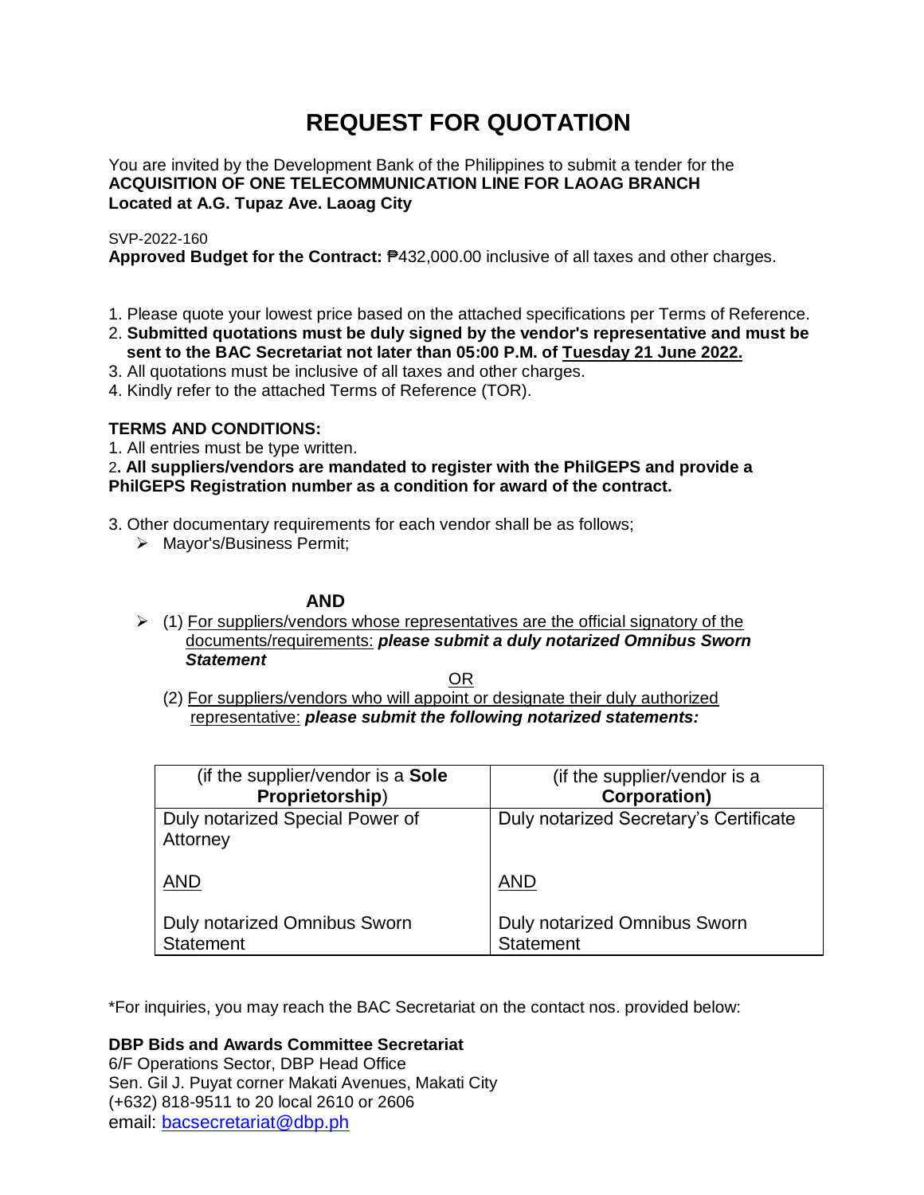# REQUEST FOR QUOTATION

You are invited by the Development Bank of the Philippines to submit a tender for the **ACQUISITION OF ONE TELECOMMUNICATION LINE FOR LAOAG BRANCH Located at A.G. Tupaz Ave. Laoag City**

SVP-2022-160

**Approved Budget for the Contract:** ₱432,000.00 inclusive of all taxes and other charges.

1. Please quote your lowest price based on the attached specifications per Terms of Reference.
2. **Submitted quotations must be duly signed by the vendor's representative and must be sent to the BAC Secretariat not later than 05:00 P.M. of Tuesday 21 June 2022.**
3. All quotations must be inclusive of all taxes and other charges.
4. Kindly refer to the attached Terms of Reference (TOR).

**TERMS AND CONDITIONS:**

1. All entries must be type written.
2. **All suppliers/vendors are mandated to register with the PhilGEPS and provide a PhilGEPS Registration number as a condition for award of the contract.**
3. Other documentary requirements for each vendor shall be as follows;
   - Mayor's/Business Permit;

**AND**

- (1) For suppliers/vendors whose representatives are the official signatory of the documents/requirements: ***please submit a duly notarized Omnibus Sworn Statement***

  OR

  (2) For suppliers/vendors who will appoint or designate their duly authorized representative: ***please submit the following notarized statements:***

| (if the supplier/vendor is a **Sole Proprietorship**) | (if the supplier/vendor is a **Corporation)** |
|---|---|
| Duly notarized Special Power of Attorney<br><br>AND<br><br>Duly notarized Omnibus Sworn Statement | Duly notarized Secretary's Certificate<br><br>AND<br><br>Duly notarized Omnibus Sworn Statement |

*For inquiries, you may reach the BAC Secretariat on the contact nos. provided below:

**DBP Bids and Awards Committee Secretariat**
6/F Operations Sector, DBP Head Office
Sen. Gil J. Puyat corner Makati Avenues, Makati City
(+632) 818-9511 to 20 local 2610 or 2606
email: bacsecretariat@dbp.ph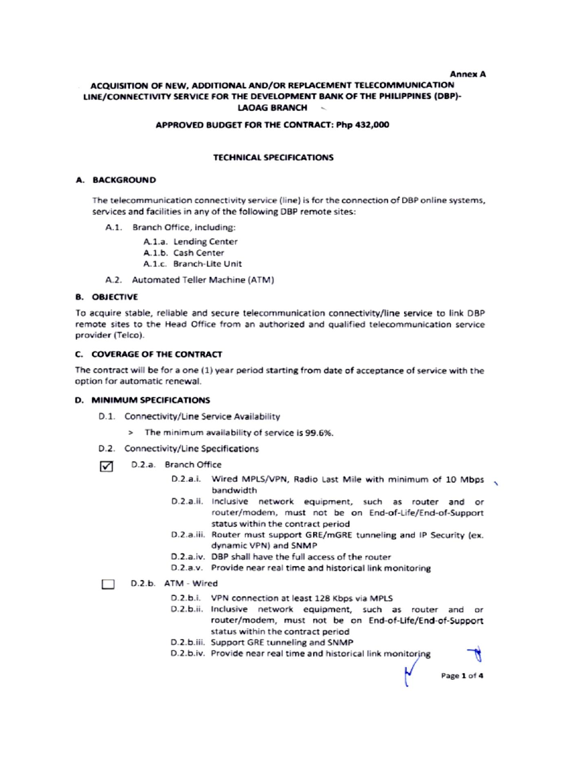Annex A

# ACQUISITION OF NEW, ADDITIONAL AND/OR REPLACEMENT TELECOMMUNICATION LINE/CONNECTIVITY SERVICE FOR THE DEVELOPMENT BANK OF THE PHILIPPINES (DBP)-LAOAG BRANCH

## APPROVED BUDGET FOR THE CONTRACT: Php 432,000

## TECHNICAL SPECIFICATIONS

### A. BACKGROUND

The telecommunication connectivity service (line) is for the connection of DBP online systems, services and facilities in any of the following DBP remote sites:

- A.1. Branch Office, including:
  - A.1.a. Lending Center
  - A.1.b. Cash Center
  - A.1.c. Branch-Lite Unit
- A.2. Automated Teller Machine (ATM)

### B. OBJECTIVE

To acquire stable, reliable and secure telecommunication connectivity/line service to link DBP remote sites to the Head Office from an authorized and qualified telecommunication service provider (Telco).

### C. COVERAGE OF THE CONTRACT

The contract will be for a one (1) year period starting from date of acceptance of service with the option for automatic renewal.

### D. MINIMUM SPECIFICATIONS

- D.1. Connectivity/Line Service Availability
  - > The minimum availability of service is 99.6%.
- D.2. Connectivity/Line Specifications

☑ D.2.a. Branch Office

- D.2.a.i. Wired MPLS/VPN, Radio Last Mile with minimum of 10 Mbps bandwidth
- D.2.a.ii. Inclusive network equipment, such as router and or router/modem, must not be on End-of-Life/End-of-Support status within the contract period
- D.2.a.iii. Router must support GRE/mGRE tunneling and IP Security (ex. dynamic VPN) and SNMP
- D.2.a.iv. DBP shall have the full access of the router
- D.2.a.v. Provide near real time and historical link monitoring

☐ D.2.b. ATM - Wired

- D.2.b.i. VPN connection at least 128 Kbps via MPLS
- D.2.b.ii. Inclusive network equipment, such as router and or router/modem, must not be on End-of-Life/End-of-Support status within the contract period
- D.2.b.iii. Support GRE tunneling and SNMP
- D.2.b.iv. Provide near real time and historical link monitoring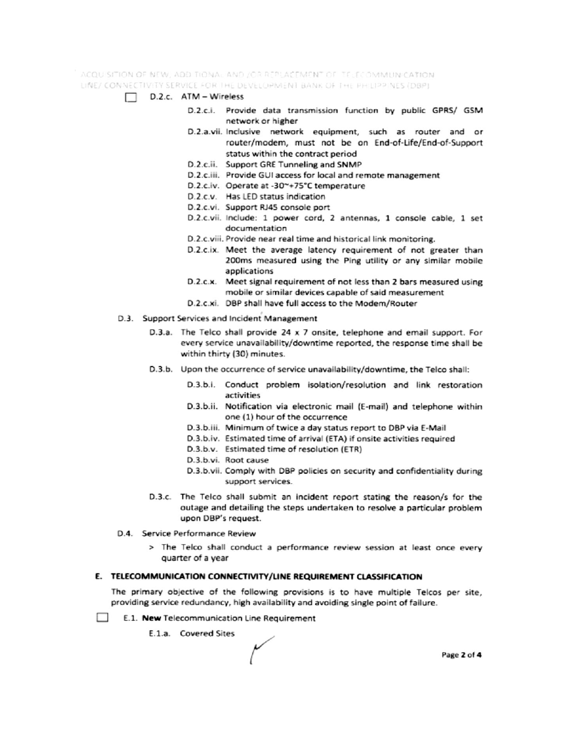☐ D.2.c. ATM – Wireless

- D.2.c.i. Provide data transmission function by public GPRS/ GSM network or higher
- D.2.a.vii. Inclusive network equipment, such as router and or router/modem, must not be on End-of-Life/End-of-Support status within the contract period
- D.2.c.ii. Support GRE Tunneling and SNMP
- D.2.c.iii. Provide GUI access for local and remote management
- D.2.c.iv. Operate at -30~+75°C temperature
- D.2.c.v. Has LED status indication
- D.2.c.vi. Support RJ45 console port
- D.2.c.vii. Include: 1 power cord, 2 antennas, 1 console cable, 1 set documentation
- D.2.c.viii. Provide near real time and historical link monitoring.
- D.2.c.ix. Meet the average latency requirement of not greater than 200ms measured using the Ping utility or any similar mobile applications
- D.2.c.x. Meet signal requirement of not less than 2 bars measured using mobile or similar devices capable of said measurement
- D.2.c.xi. DBP shall have full access to the Modem/Router

D.3. Support Services and Incident Management

- D.3.a. The Telco shall provide 24 x 7 onsite, telephone and email support. For every service unavailability/downtime reported, the response time shall be within thirty (30) minutes.
- D.3.b. Upon the occurrence of service unavailability/downtime, the Telco shall:
  - D.3.b.i. Conduct problem isolation/resolution and link restoration activities
  - D.3.b.ii. Notification via electronic mail (E-mail) and telephone within one (1) hour of the occurrence
  - D.3.b.iii. Minimum of twice a day status report to DBP via E-Mail
  - D.3.b.iv. Estimated time of arrival (ETA) if onsite activities required
  - D.3.b.v. Estimated time of resolution (ETR)
  - D.3.b.vi. Root cause
  - D.3.b.vii. Comply with DBP policies on security and confidentiality during support services.
- D.3.c. The Telco shall submit an incident report stating the reason/s for the outage and detailing the steps undertaken to resolve a particular problem upon DBP's request.

D.4. Service Performance Review

> The Telco shall conduct a performance review session at least once every quarter of a year

## E. TELECOMMUNICATION CONNECTIVITY/LINE REQUIREMENT CLASSIFICATION

The primary objective of the following provisions is to have multiple Telcos per site, providing service redundancy, high availability and avoiding single point of failure.

☐ E.1. **New** Telecommunication Line Requirement

E.1.a. Covered Sites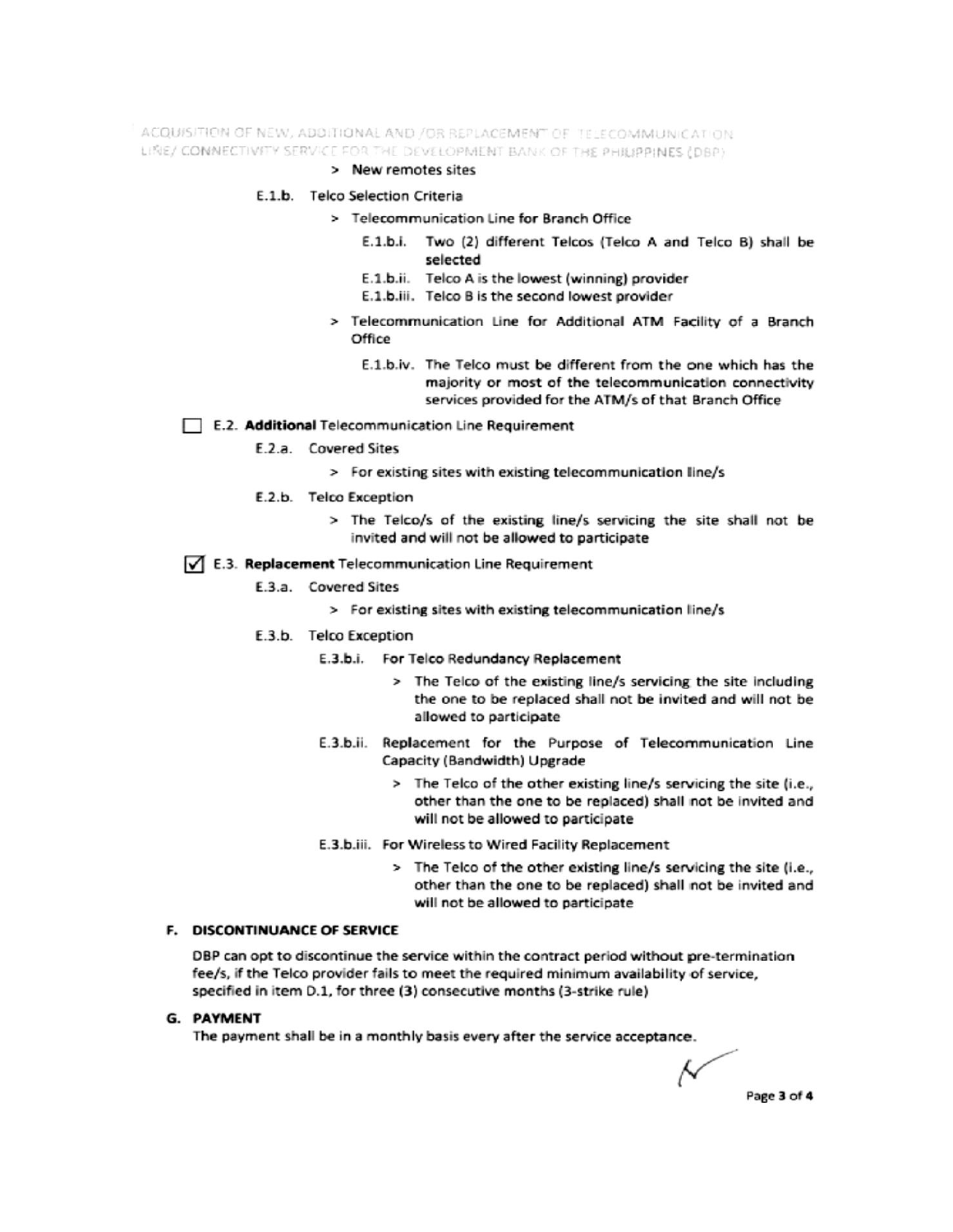> New remotes sites

E.1.b. Telco Selection Criteria

> Telecommunication Line for Branch Office

E.1.b.i. Two (2) different Telcos (Telco A and Telco B) shall be selected

E.1.b.ii. Telco A is the lowest (winning) provider

E.1.b.iii. Telco B is the second lowest provider

> Telecommunication Line for Additional ATM Facility of a Branch Office

E.1.b.iv. The Telco must be different from the one which has the majority or most of the telecommunication connectivity services provided for the ATM/s of that Branch Office

☐ E.2. **Additional** Telecommunication Line Requirement

E.2.a. Covered Sites

> For existing sites with existing telecommunication line/s

E.2.b. Telco Exception

> The Telco/s of the existing line/s servicing the site shall not be invited and will not be allowed to participate

☑ E.3. **Replacement** Telecommunication Line Requirement

E.3.a. Covered Sites

> For existing sites with existing telecommunication line/s

E.3.b. Telco Exception

E.3.b.i. For Telco Redundancy Replacement

> The Telco of the existing line/s servicing the site including the one to be replaced shall not be invited and will not be allowed to participate

E.3.b.ii. Replacement for the Purpose of Telecommunication Line Capacity (Bandwidth) Upgrade

> The Telco of the other existing line/s servicing the site (i.e., other than the one to be replaced) shall not be invited and will not be allowed to participate

E.3.b.iii. For Wireless to Wired Facility Replacement

> The Telco of the other existing line/s servicing the site (i.e., other than the one to be replaced) shall not be invited and will not be allowed to participate

### F. DISCONTINUANCE OF SERVICE

DBP can opt to discontinue the service within the contract period without pre-termination fee/s, if the Telco provider fails to meet the required minimum availability of service, specified in item D.1, for three (3) consecutive months (3-strike rule)

### G. PAYMENT

The payment shall be in a monthly basis every after the service acceptance.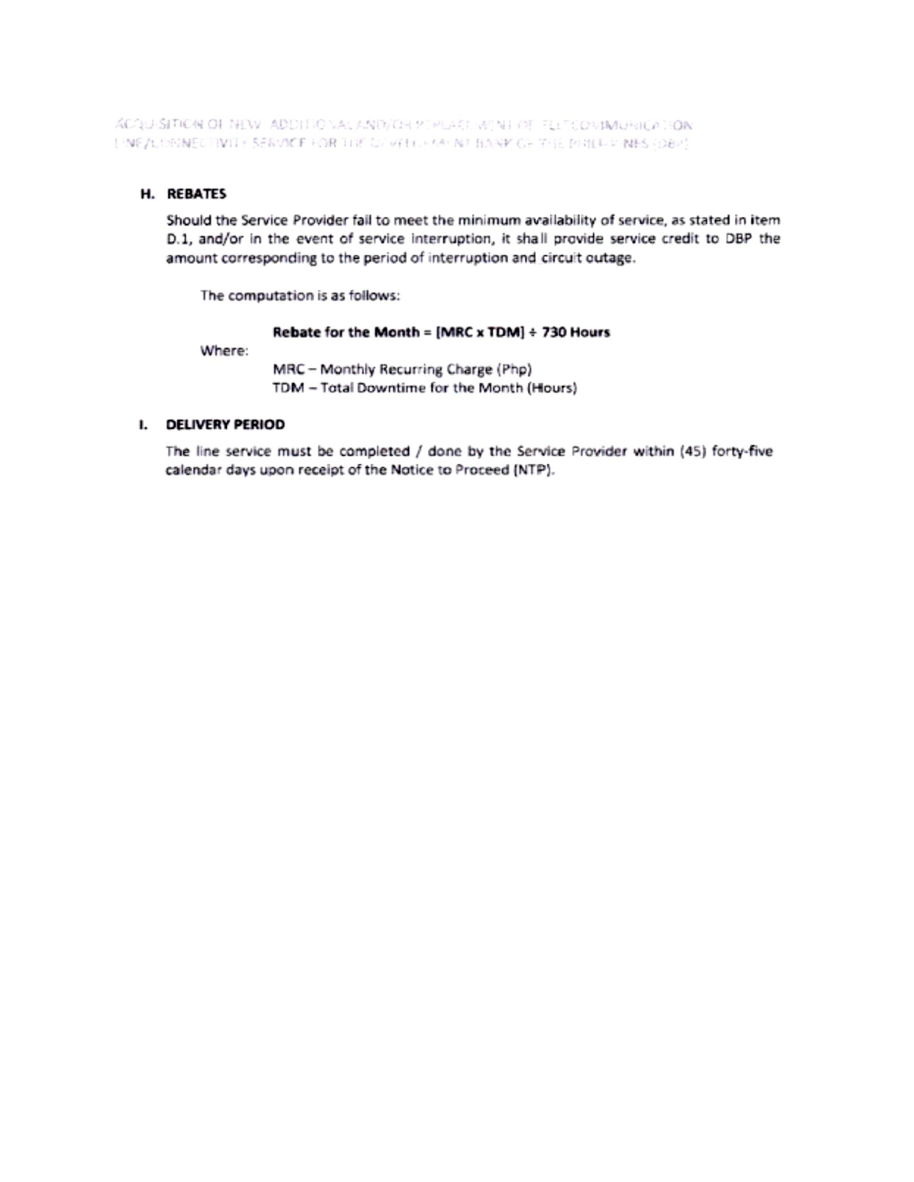## H. REBATES

Should the Service Provider fail to meet the minimum availability of service, as stated in item D.1, and/or in the event of service interruption, it shall provide service credit to DBP the amount corresponding to the period of interruption and circuit outage.

The computation is as follows:

**Rebate for the Month = [MRC x TDM] ÷ 730 Hours**

Where:

MRC – Monthly Recurring Charge (Php)
TDM – Total Downtime for the Month (Hours)

## I. DELIVERY PERIOD

The line service must be completed / done by the Service Provider within (45) forty-five calendar days upon receipt of the Notice to Proceed (NTP).